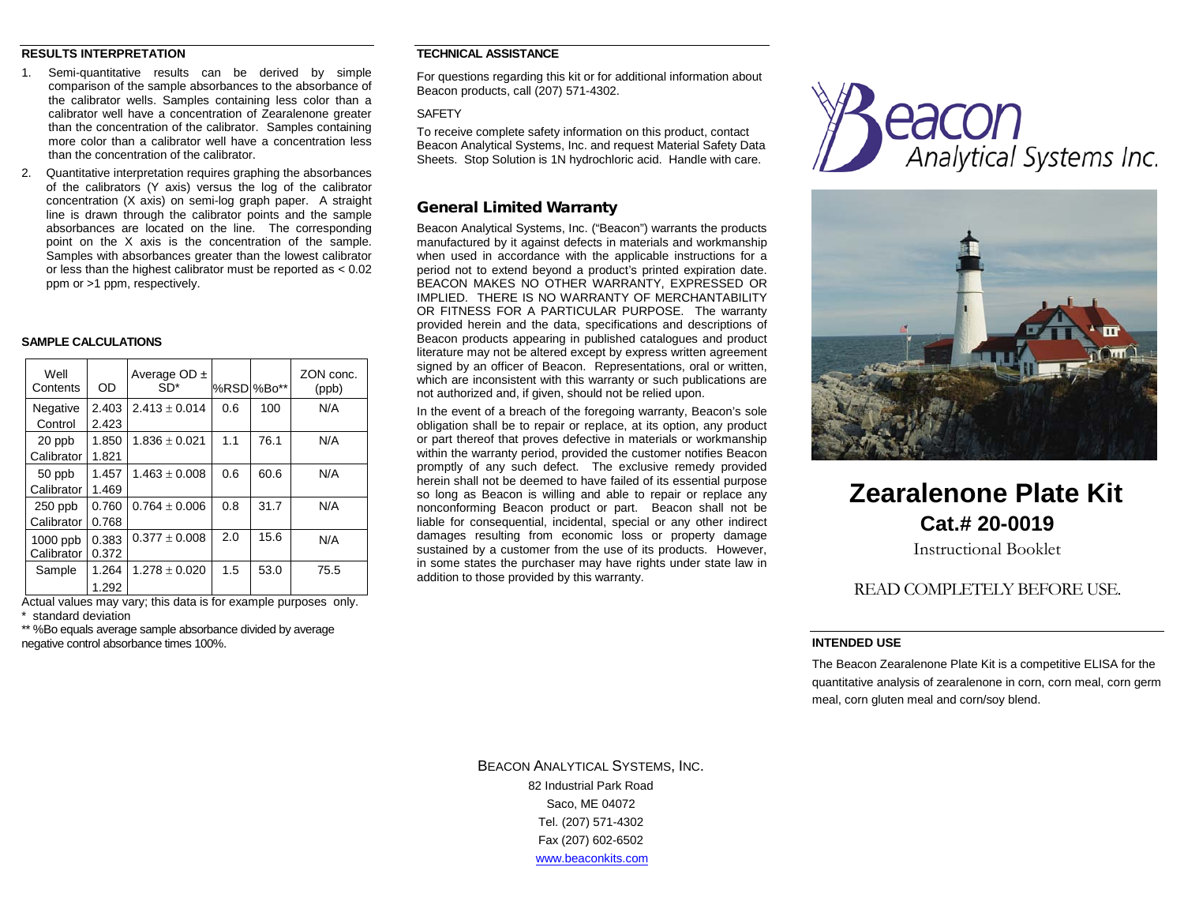## RESULTS INTERPRETATION

1. Semi-quantitative results can be derived by simple comparison of the sample absorbances to the absorbance of the calibrator wells. Samples containing less color than a calibrator well have a concentration of Zearalenone greater than the concentration of the calibrator. Samples containing more color than a calibrator well have a concentration less than the concentration of the calibrator.
2. Quantitative interpretation requires graphing the absorbances of the calibrators (Y axis) versus the log of the calibrator concentration (X axis) on semi-log graph paper. A straight line is drawn through the calibrator points and the sample absorbances are located on the line. The corresponding point on the X axis is the concentration of the sample. Samples with absorbances greater than the lowest calibrator or less than the highest calibrator must be reported as < 0.02 ppm or >1 ppm, respectively.

## SAMPLE CALCULATIONS

| Well Contents | OD | Average OD ± SD* | %RSD | %Bo** | ZON conc. (ppb) |
|---|---|---|---|---|---|
| Negative Control | 2.403<br>2.423 | 2.413 ± 0.014 | 0.6 | 100 | N/A |
| 20 ppb Calibrator | 1.850<br>1.821 | 1.836 ± 0.021 | 1.1 | 76.1 | N/A |
| 50 ppb Calibrator | 1.457<br>1.469 | 1.463 ± 0.008 | 0.6 | 60.6 | N/A |
| 250 ppb Calibrator | 0.760<br>0.768 | 0.764 ± 0.006 | 0.8 | 31.7 | N/A |
| 1000 ppb Calibrator | 0.383<br>0.372 | 0.377 ± 0.008 | 2.0 | 15.6 | N/A |
| Sample | 1.264<br>1.292 | 1.278 ± 0.020 | 1.5 | 53.0 | 75.5 |

Actual values may vary; this data is for example purposes only.

\* standard deviation

** %Bo equals average sample absorbance divided by average negative control absorbance times 100%.

## TECHNICAL ASSISTANCE

For questions regarding this kit or for additional information about Beacon products, call (207) 571-4302.

SAFETY

To receive complete safety information on this product, contact Beacon Analytical Systems, Inc. and request Material Safety Data Sheets. Stop Solution is 1N hydrochloric acid. Handle with care.

## General Limited Warranty

Beacon Analytical Systems, Inc. ("Beacon") warrants the products manufactured by it against defects in materials and workmanship when used in accordance with the applicable instructions for a period not to extend beyond a product's printed expiration date. BEACON MAKES NO OTHER WARRANTY, EXPRESSED OR IMPLIED. THERE IS NO WARRANTY OF MERCHANTABILITY OR FITNESS FOR A PARTICULAR PURPOSE. The warranty provided herein and the data, specifications and descriptions of Beacon products appearing in published catalogues and product literature may not be altered except by express written agreement signed by an officer of Beacon. Representations, oral or written, which are inconsistent with this warranty or such publications are not authorized and, if given, should not be relied upon.

In the event of a breach of the foregoing warranty, Beacon's sole obligation shall be to repair or replace, at its option, any product or part thereof that proves defective in materials or workmanship within the warranty period, provided the customer notifies Beacon promptly of any such defect. The exclusive remedy provided herein shall not be deemed to have failed of its essential purpose so long as Beacon is willing and able to repair or replace any nonconforming Beacon product or part. Beacon shall not be liable for consequential, incidental, special or any other indirect damages resulting from economic loss or property damage sustained by a customer from the use of its products. However, in some states the purchaser may have rights under state law in addition to those provided by this warranty.

BEACON ANALYTICAL SYSTEMS, INC.
82 Industrial Park Road
Saco, ME 04072
Tel. (207) 571-4302
Fax (207) 602-6502
www.beaconkits.com

Beacon Analytical Systems Inc.

# Zearalenone Plate Kit

## Cat.# 20-0019

Instructional Booklet

READ COMPLETELY BEFORE USE.

## INTENDED USE

The Beacon Zearalenone Plate Kit is a competitive ELISA for the quantitative analysis of zearalenone in corn, corn meal, corn germ meal, corn gluten meal and corn/soy blend.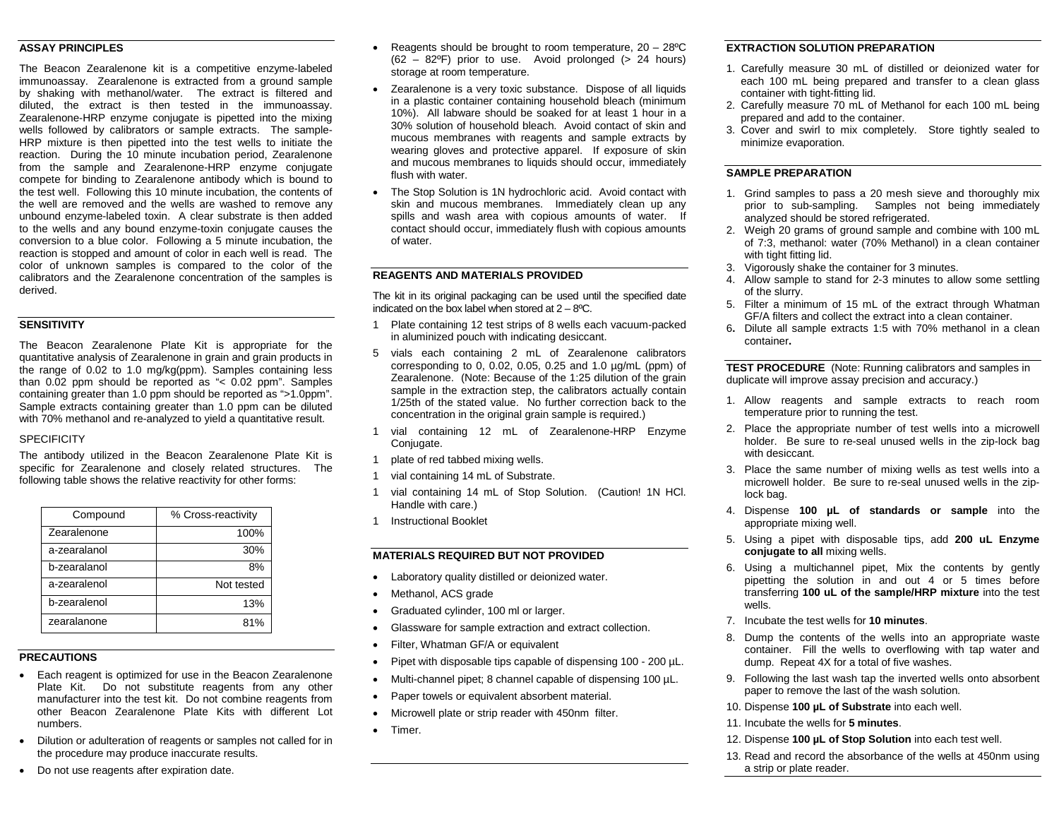## ASSAY PRINCIPLES

The Beacon Zearalenone kit is a competitive enzyme-labeled immunoassay. Zearalenone is extracted from a ground sample by shaking with methanol/water. The extract is filtered and diluted, the extract is then tested in the immunoassay. Zearalenone-HRP enzyme conjugate is pipetted into the mixing wells followed by calibrators or sample extracts. The sample-HRP mixture is then pipetted into the test wells to initiate the reaction. During the 10 minute incubation period, Zearalenone from the sample and Zearalenone-HRP enzyme conjugate compete for binding to Zearalenone antibody which is bound to the test well. Following this 10 minute incubation, the contents of the well are removed and the wells are washed to remove any unbound enzyme-labeled toxin. A clear substrate is then added to the wells and any bound enzyme-toxin conjugate causes the conversion to a blue color. Following a 5 minute incubation, the reaction is stopped and amount of color in each well is read. The color of unknown samples is compared to the color of the calibrators and the Zearalenone concentration of the samples is derived.

## SENSITIVITY

The Beacon Zearalenone Plate Kit is appropriate for the quantitative analysis of Zearalenone in grain and grain products in the range of 0.02 to 1.0 mg/kg(ppm). Samples containing less than 0.02 ppm should be reported as "< 0.02 ppm". Samples containing greater than 1.0 ppm should be reported as ">1.0ppm". Sample extracts containing greater than 1.0 ppm can be diluted with 70% methanol and re-analyzed to yield a quantitative result.

### SPECIFICITY

The antibody utilized in the Beacon Zearalenone Plate Kit is specific for Zearalenone and closely related structures. The following table shows the relative reactivity for other forms:

| Compound | % Cross-reactivity |
|---|---|
| Zearalenone | 100% |
| a-zearalanol | 30% |
| b-zearalanol | 8% |
| a-zearalenol | Not tested |
| b-zearalenol | 13% |
| zearalanone | 81% |

## PRECAUTIONS

- Each reagent is optimized for use in the Beacon Zearalenone Plate Kit. Do not substitute reagents from any other manufacturer into the test kit. Do not combine reagents from other Beacon Zearalenone Plate Kits with different Lot numbers.
- Dilution or adulteration of reagents or samples not called for in the procedure may produce inaccurate results.
- Do not use reagents after expiration date.
- Reagents should be brought to room temperature, 20 – 28ºC (62 – 82ºF) prior to use. Avoid prolonged (> 24 hours) storage at room temperature.
- Zearalenone is a very toxic substance. Dispose of all liquids in a plastic container containing household bleach (minimum 10%). All labware should be soaked for at least 1 hour in a 30% solution of household bleach. Avoid contact of skin and mucous membranes with reagents and sample extracts by wearing gloves and protective apparel. If exposure of skin and mucous membranes to liquids should occur, immediately flush with water.
- The Stop Solution is 1N hydrochloric acid. Avoid contact with skin and mucous membranes. Immediately clean up any spills and wash area with copious amounts of water. If contact should occur, immediately flush with copious amounts of water.

## REAGENTS AND MATERIALS PROVIDED

The kit in its original packaging can be used until the specified date indicated on the box label when stored at 2 – 8ºC.

- 1 Plate containing 12 test strips of 8 wells each vacuum-packed in aluminized pouch with indicating desiccant.
- 5 vials each containing 2 mL of Zearalenone calibrators corresponding to 0, 0.02, 0.05, 0.25 and 1.0 µg/mL (ppm) of Zearalenone. (Note: Because of the 1:25 dilution of the grain sample in the extraction step, the calibrators actually contain 1/25th of the stated value. No further correction back to the concentration in the original grain sample is required.)
- 1 vial containing 12 mL of Zearalenone-HRP Enzyme Conjugate.
- 1 plate of red tabbed mixing wells.
- 1 vial containing 14 mL of Substrate.
- 1 vial containing 14 mL of Stop Solution. (Caution! 1N HCl. Handle with care.)
- 1 Instructional Booklet

## MATERIALS REQUIRED BUT NOT PROVIDED

- Laboratory quality distilled or deionized water.
- Methanol, ACS grade
- Graduated cylinder, 100 ml or larger.
- Glassware for sample extraction and extract collection.
- Filter, Whatman GF/A or equivalent
- Pipet with disposable tips capable of dispensing 100 - 200 µL.
- Multi-channel pipet; 8 channel capable of dispensing 100 µL.
- Paper towels or equivalent absorbent material.
- Microwell plate or strip reader with 450nm filter.
- Timer.

## EXTRACTION SOLUTION PREPARATION

1. Carefully measure 30 mL of distilled or deionized water for each 100 mL being prepared and transfer to a clean glass container with tight-fitting lid.
2. Carefully measure 70 mL of Methanol for each 100 mL being prepared and add to the container.
3. Cover and swirl to mix completely. Store tightly sealed to minimize evaporation.

## SAMPLE PREPARATION

1. Grind samples to pass a 20 mesh sieve and thoroughly mix prior to sub-sampling. Samples not being immediately analyzed should be stored refrigerated.
2. Weigh 20 grams of ground sample and combine with 100 mL of 7:3, methanol: water (70% Methanol) in a clean container with tight fitting lid.
3. Vigorously shake the container for 3 minutes.
4. Allow sample to stand for 2-3 minutes to allow some settling of the slurry.
5. Filter a minimum of 15 mL of the extract through Whatman GF/A filters and collect the extract into a clean container.
6. Dilute all sample extracts 1:5 with 70% methanol in a clean container.

## TEST PROCEDURE

(Note: Running calibrators and samples in duplicate will improve assay precision and accuracy.)

1. Allow reagents and sample extracts to reach room temperature prior to running the test.
2. Place the appropriate number of test wells into a microwell holder. Be sure to re-seal unused wells in the zip-lock bag with desiccant.
3. Place the same number of mixing wells as test wells into a microwell holder. Be sure to re-seal unused wells in the zip-lock bag.
4. Dispense **100 µL of standards or sample** into the appropriate mixing well.
5. Using a pipet with disposable tips, add **200 uL Enzyme conjugate to all** mixing wells.
6. Using a multichannel pipet, Mix the contents by gently pipetting the solution in and out 4 or 5 times before transferring **100 uL of the sample/HRP mixture** into the test wells.
7. Incubate the test wells for **10 minutes**.
8. Dump the contents of the wells into an appropriate waste container. Fill the wells to overflowing with tap water and dump. Repeat 4X for a total of five washes.
9. Following the last wash tap the inverted wells onto absorbent paper to remove the last of the wash solution.
10. Dispense **100 µL of Substrate** into each well.
11. Incubate the wells for **5 minutes**.
12. Dispense **100 µL of Stop Solution** into each test well.
13. Read and record the absorbance of the wells at 450nm using a strip or plate reader.